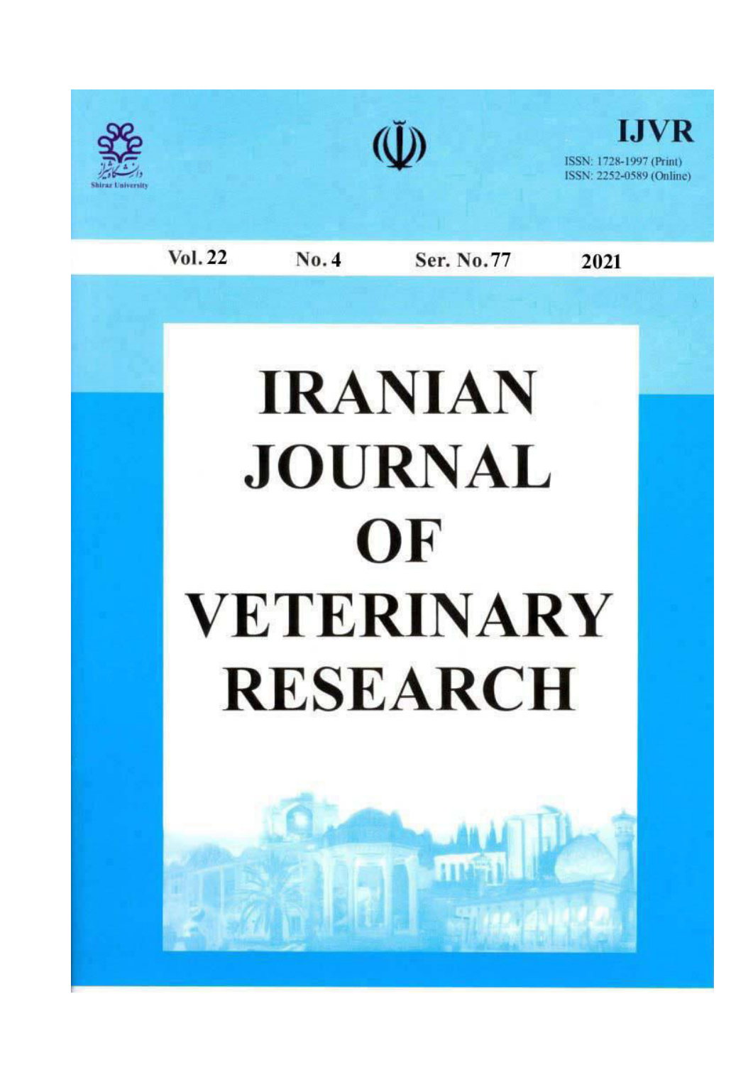Shiraz University

# IJVR

ISSN: 1728-1997 (Print)
ISSN: 2252-0589 (Online)

Vol. 22 No. 4 Ser. No. 77 2021

# IRANIAN JOURNAL OF VETERINARY RESEARCH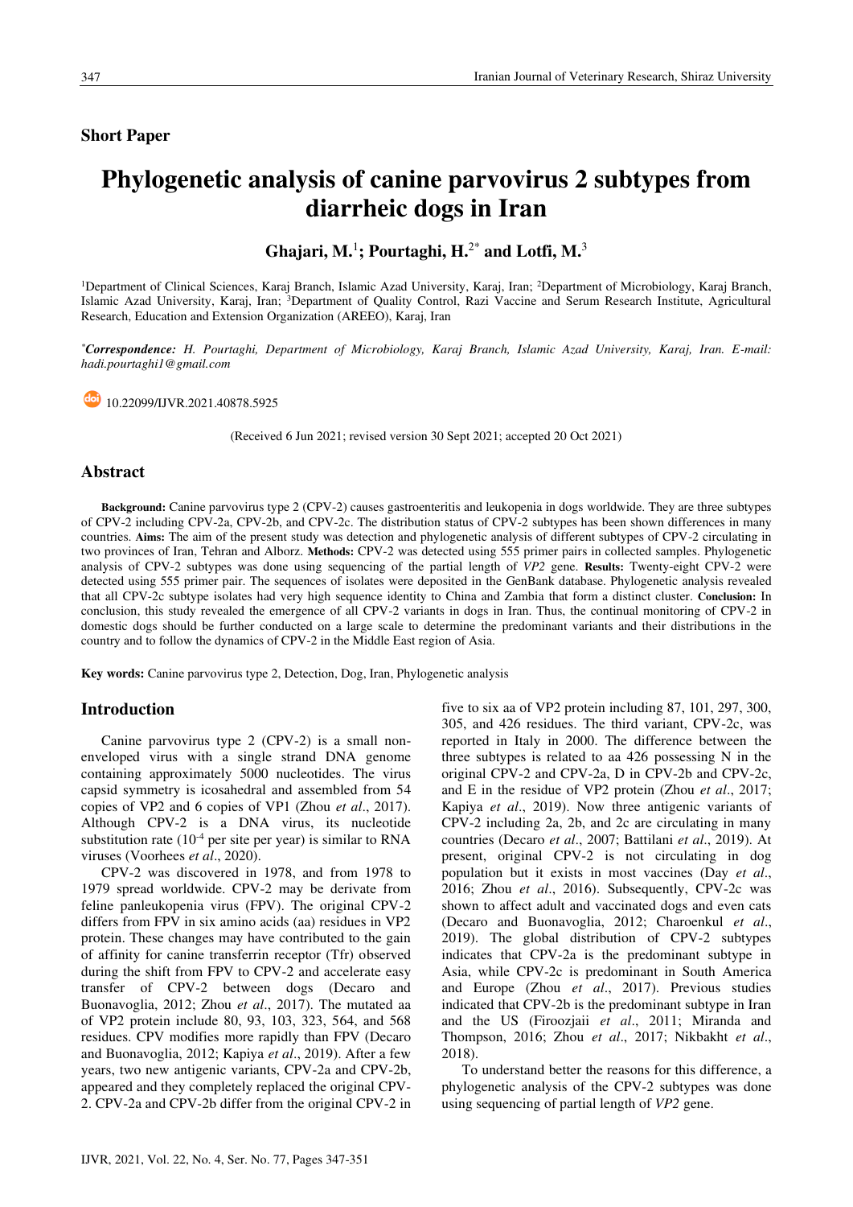**Short Paper**

# Phylogenetic analysis of canine parvovirus 2 subtypes from diarrheic dogs in Iran

**Ghajari, M.**[1]**; Pourtaghi, H.**[2*] **and Lotfi, M.**[3]

[1]Department of Clinical Sciences, Karaj Branch, Islamic Azad University, Karaj, Iran; [2]Department of Microbiology, Karaj Branch, Islamic Azad University, Karaj, Iran; [3]Department of Quality Control, Razi Vaccine and Serum Research Institute, Agricultural Research, Education and Extension Organization (AREEO), Karaj, Iran

[*]***Correspondence:*** *H. Pourtaghi, Department of Microbiology, Karaj Branch, Islamic Azad University, Karaj, Iran. E-mail: hadi.pourtaghi1@gmail.com*

10.22099/IJVR.2021.40878.5925

(Received 6 Jun 2021; revised version 30 Sept 2021; accepted 20 Oct 2021)

## Abstract

**Background:** Canine parvovirus type 2 (CPV-2) causes gastroenteritis and leukopenia in dogs worldwide. They are three subtypes of CPV-2 including CPV-2a, CPV-2b, and CPV-2c. The distribution status of CPV-2 subtypes has been shown differences in many countries. **Aims:** The aim of the present study was detection and phylogenetic analysis of different subtypes of CPV-2 circulating in two provinces of Iran, Tehran and Alborz. **Methods:** CPV-2 was detected using 555 primer pairs in collected samples. Phylogenetic analysis of CPV-2 subtypes was done using sequencing of the partial length of *VP2* gene. **Results:** Twenty-eight CPV-2 were detected using 555 primer pair. The sequences of isolates were deposited in the GenBank database. Phylogenetic analysis revealed that all CPV-2c subtype isolates had very high sequence identity to China and Zambia that form a distinct cluster. **Conclusion:** In conclusion, this study revealed the emergence of all CPV-2 variants in dogs in Iran. Thus, the continual monitoring of CPV-2 in domestic dogs should be further conducted on a large scale to determine the predominant variants and their distributions in the country and to follow the dynamics of CPV-2 in the Middle East region of Asia.

**Key words:** Canine parvovirus type 2, Detection, Dog, Iran, Phylogenetic analysis

## Introduction

Canine parvovirus type 2 (CPV-2) is a small non-enveloped virus with a single strand DNA genome containing approximately 5000 nucleotides. The virus capsid symmetry is icosahedral and assembled from 54 copies of VP2 and 6 copies of VP1 (Zhou *et al*., 2017). Although CPV-2 is a DNA virus, its nucleotide substitution rate ($10^{-4}$ per site per year) is similar to RNA viruses (Voorhees *et al*., 2020).

CPV-2 was discovered in 1978, and from 1978 to 1979 spread worldwide. CPV-2 may be derivate from feline panleukopenia virus (FPV). The original CPV-2 differs from FPV in six amino acids (aa) residues in VP2 protein. These changes may have contributed to the gain of affinity for canine transferrin receptor (Tfr) observed during the shift from FPV to CPV-2 and accelerate easy transfer of CPV-2 between dogs (Decaro and Buonavoglia, 2012; Zhou *et al*., 2017). The mutated aa of VP2 protein include 80, 93, 103, 323, 564, and 568 residues. CPV modifies more rapidly than FPV (Decaro and Buonavoglia, 2012; Kapiya *et al*., 2019). After a few years, two new antigenic variants, CPV-2a and CPV-2b, appeared and they completely replaced the original CPV-2. CPV-2a and CPV-2b differ from the original CPV-2 in five to six aa of VP2 protein including 87, 101, 297, 300, 305, and 426 residues. The third variant, CPV-2c, was reported in Italy in 2000. The difference between the three subtypes is related to aa 426 possessing N in the original CPV-2 and CPV-2a, D in CPV-2b and CPV-2c, and E in the residue of VP2 protein (Zhou *et al*., 2017; Kapiya *et al*., 2019). Now three antigenic variants of CPV-2 including 2a, 2b, and 2c are circulating in many countries (Decaro *et al*., 2007; Battilani *et al*., 2019). At present, original CPV-2 is not circulating in dog population but it exists in most vaccines (Day *et al*., 2016; Zhou *et al*., 2016). Subsequently, CPV-2c was shown to affect adult and vaccinated dogs and even cats (Decaro and Buonavoglia, 2012; Charoenkul *et al*., 2019). The global distribution of CPV-2 subtypes indicates that CPV-2a is the predominant subtype in Asia, while CPV-2c is predominant in South America and Europe (Zhou *et al*., 2017). Previous studies indicated that CPV-2b is the predominant subtype in Iran and the US (Firoozjaii *et al*., 2011; Miranda and Thompson, 2016; Zhou *et al*., 2017; Nikbakht *et al*., 2018).

To understand better the reasons for this difference, a phylogenetic analysis of the CPV-2 subtypes was done using sequencing of partial length of *VP2* gene.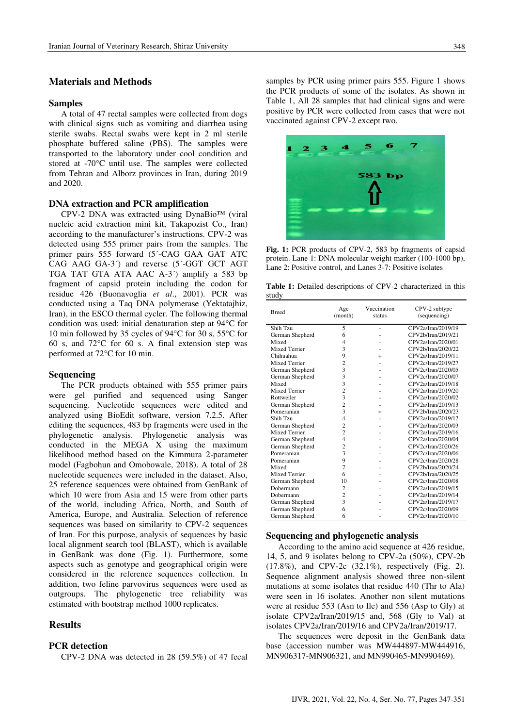## Materials and Methods

### Samples

A total of 47 rectal samples were collected from dogs with clinical signs such as vomiting and diarrhea using sterile swabs. Rectal swabs were kept in 2 ml sterile phosphate buffered saline (PBS). The samples were transported to the laboratory under cool condition and stored at -70°C until use. The samples were collected from Tehran and Alborz provinces in Iran, during 2019 and 2020.

### DNA extraction and PCR amplification

CPV-2 DNA was extracted using DynaBio™ (viral nucleic acid extraction mini kit, Takapozist Co., Iran) according to the manufacturer's instructions. CPV-2 was detected using 555 primer pairs from the samples. The primer pairs 555 forward (5´-CAG GAA GAT ATC CAG AAG GA-3´) and reverse (5´-GGT GCT AGT TGA TAT GTA ATA AAC A-3´) amplify a 583 bp fragment of capsid protein including the codon for residue 426 (Buonavoglia *et al*., 2001). PCR was conducted using a Taq DNA polymerase (Yektatajhiz, Iran), in the ESCO thermal cycler. The following thermal condition was used: initial denaturation step at 94°C for 10 min followed by 35 cycles of 94°C for 30 s, 55°C for 60 s, and 72°C for 60 s. A final extension step was performed at 72°C for 10 min.

### Sequencing

The PCR products obtained with 555 primer pairs were gel purified and sequenced using Sanger sequencing. Nucleotide sequences were edited and analyzed using BioEdit software, version 7.2.5. After editing the sequences, 483 bp fragments were used in the phylogenetic analysis. Phylogenetic analysis was conducted in the MEGA X using the maximum likelihood method based on the Kimmura 2-parameter model (Fagbohun and Omobowale, 2018). A total of 28 nucleotide sequences were included in the dataset. Also, 25 reference sequences were obtained from GenBank of which 10 were from Asia and 15 were from other parts of the world, including Africa, North, and South of America, Europe, and Australia. Selection of reference sequences was based on similarity to CPV-2 sequences of Iran. For this purpose, analysis of sequences by basic local alignment search tool (BLAST), which is available in GenBank was done (Fig. 1). Furthermore, some aspects such as genotype and geographical origin were considered in the reference sequences collection. In addition, two feline parvovirus sequences were used as outgroups. The phylogenetic tree reliability was estimated with bootstrap method 1000 replicates.

## Results

### PCR detection

CPV-2 DNA was detected in 28 (59.5%) of 47 fecal samples by PCR using primer pairs 555. Figure 1 shows the PCR products of some of the isolates. As shown in Table 1, All 28 samples that had clinical signs and were positive by PCR were collected from cases that were not vaccinated against CPV-2 except two.

**Fig. 1:** PCR products of CPV-2, 583 bp fragments of capsid protein. Lane 1: DNA molecular weight marker (100-1000 bp), Lane 2: Positive control, and Lanes 3-7: Positive isolates

**Table 1:** Detailed descriptions of CPV-2 characterized in this study

| Breed | Age (month) | Vaccination status | CPV-2 subtype (sequencing) |
|---|---|---|---|
| Shih Tzu | 5 | - | CPV2a/Iran/2019/19 |
| German Shepherd | 6 | - | CPV2b/Iran/2019/21 |
| Mixed | 4 | - | CPV2a/Iran/2020/01 |
| Mixed Terrier | 3 | - | CPV2b/Iran/2020/22 |
| Chihuahua | 9 | + | CPV2a/Iran/2019/11 |
| Mixed Terrier | 2 | - | CPV2c/Iran/2019/27 |
| German Shepherd | 3 | - | CPV2c/Iran/2020/05 |
| German Shepherd | 3 | - | CPV2c/Iran/2020/07 |
| Mixed | 3 | - | CPV2a/Iran/2019/18 |
| Mixed Terrier | 2 | - | CPV2a/Iran/2019/20 |
| Rottweiler | 3 | - | CPV2a/Iran/2020/02 |
| German Shepherd | 2 | - | CPV2a/Iran/2019/13 |
| Pomeranian | 3 | + | CPV2b/Iran/2020/23 |
| Shih Tzu | 4 | - | CPV2a/Iran/2019/12 |
| German Shepherd | 2 | - | CPV2a/Iran/2020/03 |
| Mixed Terrier | 2 | - | CPV2a/Iran/2019/16 |
| German Shepherd | 4 | - | CPV2a/Iran/2020/04 |
| German Shepherd | 2 | - | CPV2c/Iran/2020/26 |
| Pomeranian | 3 | - | CPV2c/Iran/2020/06 |
| Pomeranian | 9 | - | CPV2c/Iran/2020/28 |
| Mixed | 7 | - | CPV2b/Iran/2020/24 |
| Mixed Terrier | 6 | - | CPV2b/Iran/2020/25 |
| German Shepherd | 10 | - | CPV2c/Iran/2020/08 |
| Dobermann | 2 | - | CPV2a/Iran/2019/15 |
| Dobermann | 2 | - | CPV2a/Iran/2019/14 |
| German Shepherd | 3 | - | CPV2a/Iran/2019/17 |
| German Shepherd | 6 | - | CPV2c/Iran/2020/09 |
| German Shepherd | 6 | - | CPV2c/Iran/2020/10 |

### Sequencing and phylogenetic analysis

According to the amino acid sequence at 426 residue, 14, 5, and 9 isolates belong to CPV-2a (50%), CPV-2b (17.8%), and CPV-2c (32.1%), respectively (Fig. 2). Sequence alignment analysis showed three non-silent mutations at some isolates that residue 440 (Thr to Ala) were seen in 16 isolates. Another non silent mutations were at residue 553 (Asn to Ile) and 556 (Asp to Gly) at isolate CPV2a/Iran/2019/15 and, 568 (Gly to Val) at isolates CPV2a/Iran/2019/16 and CPV2a/Iran/2019/17.

The sequences were deposit in the GenBank data base (accession number was MW444897-MW444916, MN906317-MN906321, and MN990465-MN990469).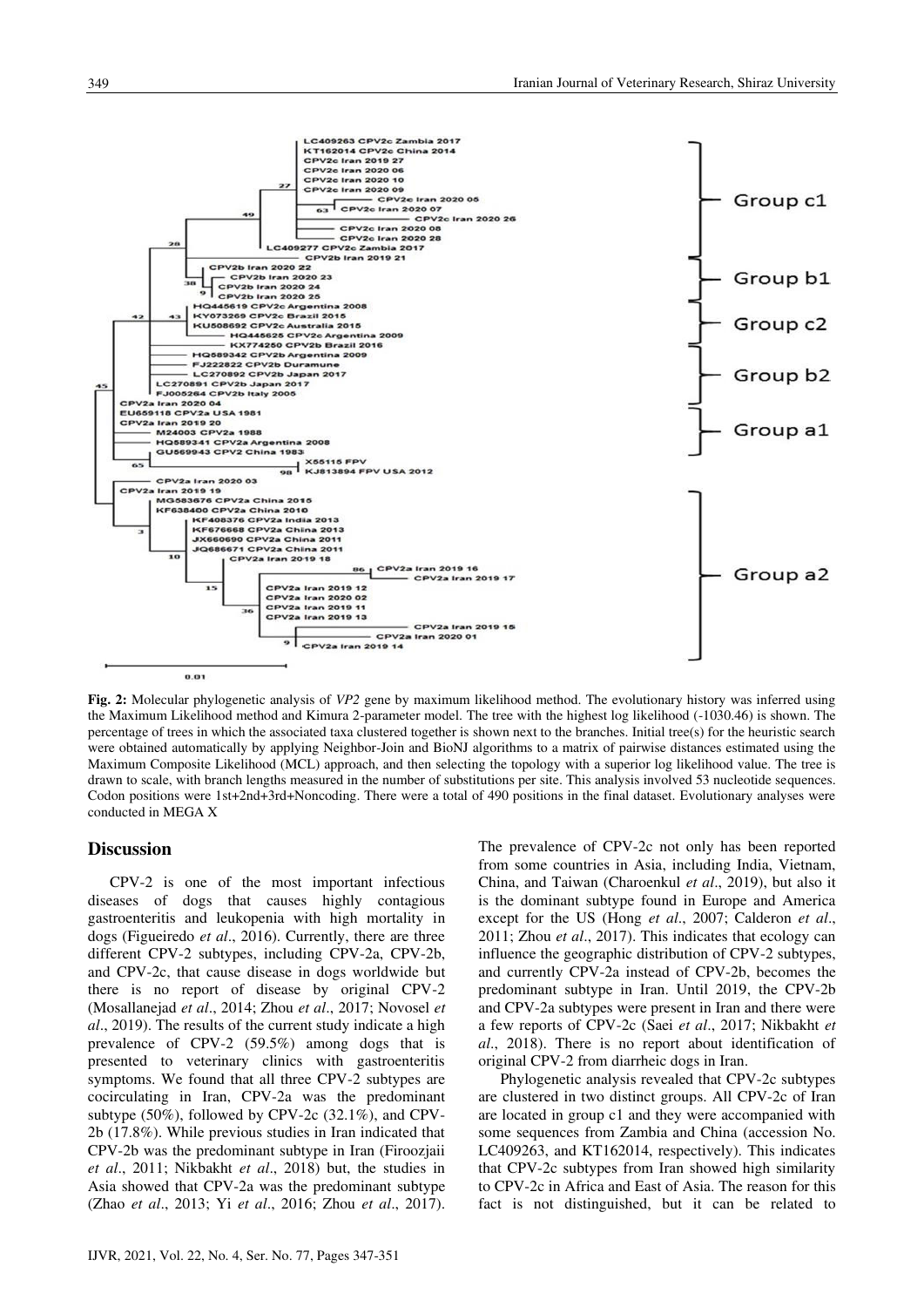**Fig. 2:** Molecular phylogenetic analysis of *VP2* gene by maximum likelihood method. The evolutionary history was inferred using the Maximum Likelihood method and Kimura 2-parameter model. The tree with the highest log likelihood (-1030.46) is shown. The percentage of trees in which the associated taxa clustered together is shown next to the branches. Initial tree(s) for the heuristic search were obtained automatically by applying Neighbor-Join and BioNJ algorithms to a matrix of pairwise distances estimated using the Maximum Composite Likelihood (MCL) approach, and then selecting the topology with a superior log likelihood value. The tree is drawn to scale, with branch lengths measured in the number of substitutions per site. This analysis involved 53 nucleotide sequences. Codon positions were 1st+2nd+3rd+Noncoding. There were a total of 490 positions in the final dataset. Evolutionary analyses were conducted in MEGA X

## Discussion

CPV-2 is one of the most important infectious diseases of dogs that causes highly contagious gastroenteritis and leukopenia with high mortality in dogs (Figueiredo *et al*., 2016). Currently, there are three different CPV-2 subtypes, including CPV-2a, CPV-2b, and CPV-2c, that cause disease in dogs worldwide but there is no report of disease by original CPV-2 (Mosallanejad *et al*., 2014; Zhou *et al*., 2017; Novosel *et al*., 2019). The results of the current study indicate a high prevalence of CPV-2 (59.5%) among dogs that is presented to veterinary clinics with gastroenteritis symptoms. We found that all three CPV-2 subtypes are cocirculating in Iran, CPV-2a was the predominant subtype (50%), followed by CPV-2c (32.1%), and CPV-2b (17.8%). While previous studies in Iran indicated that CPV-2b was the predominant subtype in Iran (Firoozjaii *et al*., 2011; Nikbakht *et al*., 2018) but, the studies in Asia showed that CPV-2a was the predominant subtype (Zhao *et al*., 2013; Yi *et al*., 2016; Zhou *et al*., 2017). The prevalence of CPV-2c not only has been reported from some countries in Asia, including India, Vietnam, China, and Taiwan (Charoenkul *et al*., 2019), but also it is the dominant subtype found in Europe and America except for the US (Hong *et al*., 2007; Calderon *et al*., 2011; Zhou *et al*., 2017). This indicates that ecology can influence the geographic distribution of CPV-2 subtypes, and currently CPV-2a instead of CPV-2b, becomes the predominant subtype in Iran. Until 2019, the CPV-2b and CPV-2a subtypes were present in Iran and there were a few reports of CPV-2c (Saei *et al*., 2017; Nikbakht *et al*., 2018). There is no report about identification of original CPV-2 from diarrheic dogs in Iran.

Phylogenetic analysis revealed that CPV-2c subtypes are clustered in two distinct groups. All CPV-2c of Iran are located in group c1 and they were accompanied with some sequences from Zambia and China (accession No. LC409263, and KT162014, respectively). This indicates that CPV-2c subtypes from Iran showed high similarity to CPV-2c in Africa and East of Asia. The reason for this fact is not distinguished, but it can be related to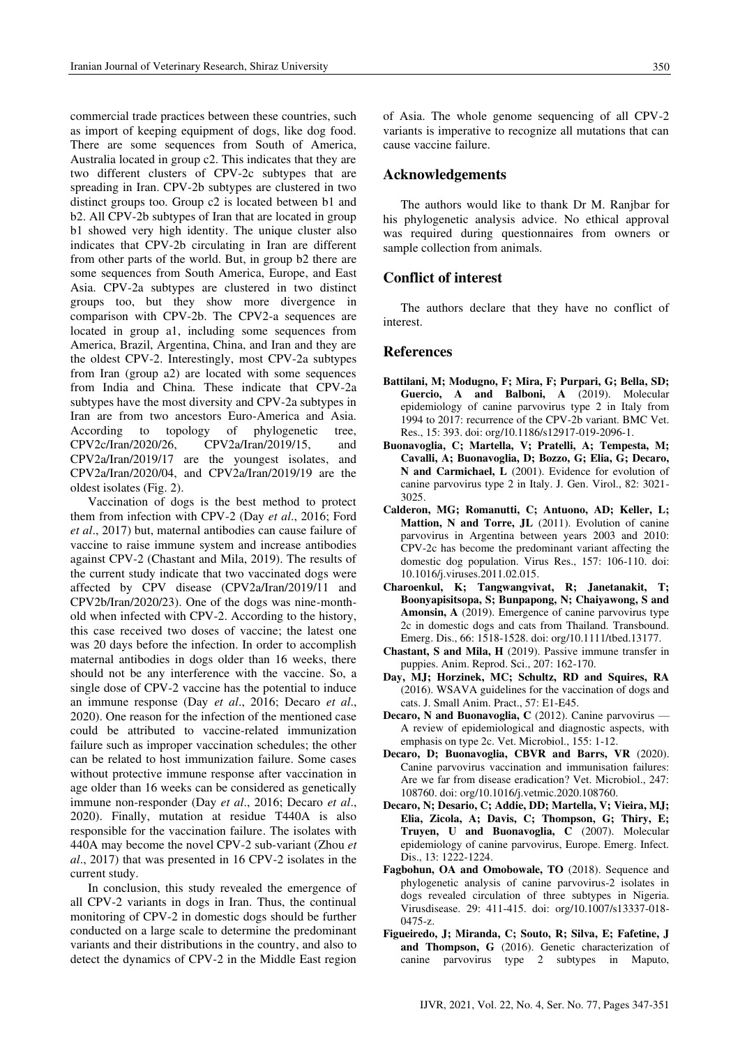commercial trade practices between these countries, such as import of keeping equipment of dogs, like dog food. There are some sequences from South of America, Australia located in group c2. This indicates that they are two different clusters of CPV-2c subtypes that are spreading in Iran. CPV-2b subtypes are clustered in two distinct groups too. Group c2 is located between b1 and b2. All CPV-2b subtypes of Iran that are located in group b1 showed very high identity. The unique cluster also indicates that CPV-2b circulating in Iran are different from other parts of the world. But, in group b2 there are some sequences from South America, Europe, and East Asia. CPV-2a subtypes are clustered in two distinct groups too, but they show more divergence in comparison with CPV-2b. The CPV2-a sequences are located in group a1, including some sequences from America, Brazil, Argentina, China, and Iran and they are the oldest CPV-2. Interestingly, most CPV-2a subtypes from Iran (group a2) are located with some sequences from India and China. These indicate that CPV-2a subtypes have the most diversity and CPV-2a subtypes in Iran are from two ancestors Euro-America and Asia. According to topology of phylogenetic tree, CPV2c/Iran/2020/26, CPV2a/Iran/2019/15, and CPV2a/Iran/2019/17 are the youngest isolates, and CPV2a/Iran/2020/04, and CPV2a/Iran/2019/19 are the oldest isolates (Fig. 2).

Vaccination of dogs is the best method to protect them from infection with CPV-2 (Day *et al*., 2016; Ford *et al*., 2017) but, maternal antibodies can cause failure of vaccine to raise immune system and increase antibodies against CPV-2 (Chastant and Mila, 2019). The results of the current study indicate that two vaccinated dogs were affected by CPV disease (CPV2a/Iran/2019/11 and CPV2b/Iran/2020/23). One of the dogs was nine-month-old when infected with CPV-2. According to the history, this case received two doses of vaccine; the latest one was 20 days before the infection. In order to accomplish maternal antibodies in dogs older than 16 weeks, there should not be any interference with the vaccine. So, a single dose of CPV-2 vaccine has the potential to induce an immune response (Day *et al*., 2016; Decaro *et al*., 2020). One reason for the infection of the mentioned case could be attributed to vaccine-related immunization failure such as improper vaccination schedules; the other can be related to host immunization failure. Some cases without protective immune response after vaccination in age older than 16 weeks can be considered as genetically immune non-responder (Day *et al*., 2016; Decaro *et al*., 2020). Finally, mutation at residue T440A is also responsible for the vaccination failure. The isolates with 440A may become the novel CPV-2 sub-variant (Zhou *et al*., 2017) that was presented in 16 CPV-2 isolates in the current study.

In conclusion, this study revealed the emergence of all CPV-2 variants in dogs in Iran. Thus, the continual monitoring of CPV-2 in domestic dogs should be further conducted on a large scale to determine the predominant variants and their distributions in the country, and also to detect the dynamics of CPV-2 in the Middle East region of Asia. The whole genome sequencing of all CPV-2 variants is imperative to recognize all mutations that can cause vaccine failure.

## Acknowledgements

The authors would like to thank Dr M. Ranjbar for his phylogenetic analysis advice. No ethical approval was required during questionnaires from owners or sample collection from animals.

## Conflict of interest

The authors declare that they have no conflict of interest.

## References

**Battilani, M; Modugno, F; Mira, F; Purpari, G; Bella, SD; Guercio, A and Balboni, A** (2019). Molecular epidemiology of canine parvovirus type 2 in Italy from 1994 to 2017: recurrence of the CPV-2b variant. BMC Vet. Res., 15: 393. doi: org/10.1186/s12917-019-2096-1.

**Buonavoglia, C; Martella, V; Pratelli, A; Tempesta, M; Cavalli, A; Buonavoglia, D; Bozzo, G; Elia, G; Decaro, N and Carmichael, L** (2001). Evidence for evolution of canine parvovirus type 2 in Italy. J. Gen. Virol., 82: 3021-3025.

**Calderon, MG; Romanutti, C; Antuono, AD; Keller, L; Mattion, N and Torre, JL** (2011). Evolution of canine parvovirus in Argentina between years 2003 and 2010: CPV-2c has become the predominant variant affecting the domestic dog population. Virus Res., 157: 106-110. doi: 10.1016/j.viruses.2011.02.015.

**Charoenkul, K; Tangwangvivat, R; Janetanakit, T; Boonyapisitsopa, S; Bunpapong, N; Chaiyawong, S and Amonsin, A** (2019). Emergence of canine parvovirus type 2c in domestic dogs and cats from Thailand. Transbound. Emerg. Dis., 66: 1518-1528. doi: org/10.1111/tbed.13177.

**Chastant, S and Mila, H** (2019). Passive immune transfer in puppies. Anim. Reprod. Sci., 207: 162-170.

**Day, MJ; Horzinek, MC; Schultz, RD and Squires, RA** (2016). WSAVA guidelines for the vaccination of dogs and cats. J. Small Anim. Pract., 57: E1-E45.

**Decaro, N and Buonavoglia, C** (2012). Canine parvovirus — A review of epidemiological and diagnostic aspects, with emphasis on type 2c. Vet. Microbiol., 155: 1-12.

**Decaro, D; Buonavoglia, CBVR and Barrs, VR** (2020). Canine parvovirus vaccination and immunisation failures: Are we far from disease eradication? Vet. Microbiol., 247: 108760. doi: org/10.1016/j.vetmic.2020.108760.

**Decaro, N; Desario, C; Addie, DD; Martella, V; Vieira, MJ; Elia, Zicola, A; Davis, C; Thompson, G; Thiry, E; Truyen, U and Buonavoglia, C** (2007). Molecular epidemiology of canine parvovirus, Europe. Emerg. Infect. Dis., 13: 1222-1224.

**Fagbohun, OA and Omobowale, TO** (2018). Sequence and phylogenetic analysis of canine parvovirus-2 isolates in dogs revealed circulation of three subtypes in Nigeria. Virusdisease. 29: 411-415. doi: org/10.1007/s13337-018-0475-z.

**Figueiredo, J; Miranda, C; Souto, R; Silva, E; Fafetine, J and Thompson, G** (2016). Genetic characterization of canine parvovirus type 2 subtypes in Maputo,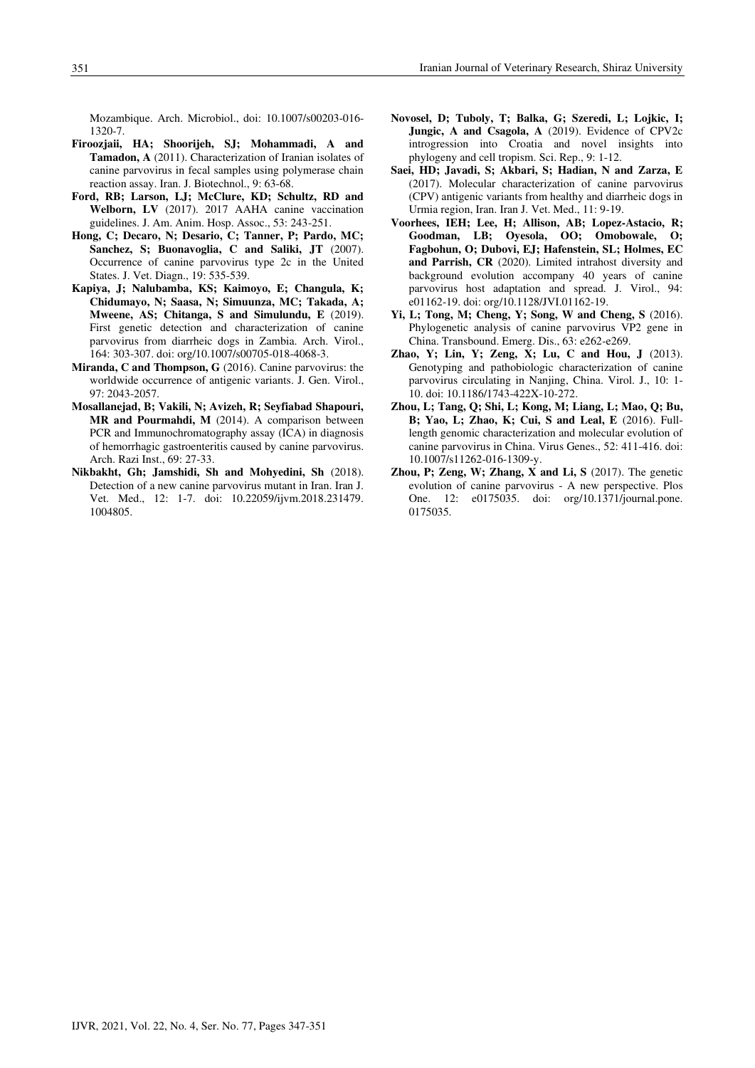Mozambique. Arch. Microbiol., doi: 10.1007/s00203-016-1320-7.

**Firoozjaii, HA; Shoorijeh, SJ; Mohammadi, A and Tamadon, A** (2011). Characterization of Iranian isolates of canine parvovirus in fecal samples using polymerase chain reaction assay. Iran. J. Biotechnol., 9: 63-68.

**Ford, RB; Larson, LJ; McClure, KD; Schultz, RD and Welborn, LV** (2017). 2017 AAHA canine vaccination guidelines. J. Am. Anim. Hosp. Assoc., 53: 243-251.

**Hong, C; Decaro, N; Desario, C; Tanner, P; Pardo, MC; Sanchez, S; Buonavoglia, C and Saliki, JT** (2007). Occurrence of canine parvovirus type 2c in the United States. J. Vet. Diagn., 19: 535-539.

**Kapiya, J; Nalubamba, KS; Kaimoyo, E; Changula, K; Chidumayo, N; Saasa, N; Simuunza, MC; Takada, A; Mweene, AS; Chitanga, S and Simulundu, E** (2019). First genetic detection and characterization of canine parvovirus from diarrheic dogs in Zambia. Arch. Virol., 164: 303-307. doi: org/10.1007/s00705-018-4068-3.

**Miranda, C and Thompson, G** (2016). Canine parvovirus: the worldwide occurrence of antigenic variants. J. Gen. Virol., 97: 2043-2057.

**Mosallanejad, B; Vakili, N; Avizeh, R; Seyfiabad Shapouri, MR and Pourmahdi, M** (2014). A comparison between PCR and Immunochromatography assay (ICA) in diagnosis of hemorrhagic gastroenteritis caused by canine parvovirus. Arch. Razi Inst., 69: 27-33.

**Nikbakht, Gh; Jamshidi, Sh and Mohyedini, Sh** (2018). Detection of a new canine parvovirus mutant in Iran. Iran J. Vet. Med., 12: 1-7. doi: 10.22059/ijvm.2018.231479.1004805.

**Novosel, D; Tuboly, T; Balka, G; Szeredi, L; Lojkic, I; Jungic, A and Csagola, A** (2019). Evidence of CPV2c introgression into Croatia and novel insights into phylogeny and cell tropism. Sci. Rep., 9: 1-12.

**Saei, HD; Javadi, S; Akbari, S; Hadian, N and Zarza, E** (2017). Molecular characterization of canine parvovirus (CPV) antigenic variants from healthy and diarrheic dogs in Urmia region, Iran. Iran J. Vet. Med., 11: 9-19.

**Voorhees, IEH; Lee, H; Allison, AB; Lopez-Astacio, R; Goodman, LB; Oyesola, OO; Omobowale, O; Fagbohun, O; Dubovi, EJ; Hafenstein, SL; Holmes, EC and Parrish, CR** (2020). Limited intrahost diversity and background evolution accompany 40 years of canine parvovirus host adaptation and spread. J. Virol., 94: e01162-19. doi: org/10.1128/JVI.01162-19.

**Yi, L; Tong, M; Cheng, Y; Song, W and Cheng, S** (2016). Phylogenetic analysis of canine parvovirus VP2 gene in China. Transbound. Emerg. Dis., 63: e262-e269.

**Zhao, Y; Lin, Y; Zeng, X; Lu, C and Hou, J** (2013). Genotyping and pathobiologic characterization of canine parvovirus circulating in Nanjing, China. Virol. J., 10: 1-10. doi: 10.1186/1743-422X-10-272.

**Zhou, L; Tang, Q; Shi, L; Kong, M; Liang, L; Mao, Q; Bu, B; Yao, L; Zhao, K; Cui, S and Leal, E** (2016). Full-length genomic characterization and molecular evolution of canine parvovirus in China. Virus Genes., 52: 411-416. doi: 10.1007/s11262-016-1309-y.

**Zhou, P; Zeng, W; Zhang, X and Li, S** (2017). The genetic evolution of canine parvovirus - A new perspective. Plos One. 12: e0175035. doi: org/10.1371/journal.pone.0175035.